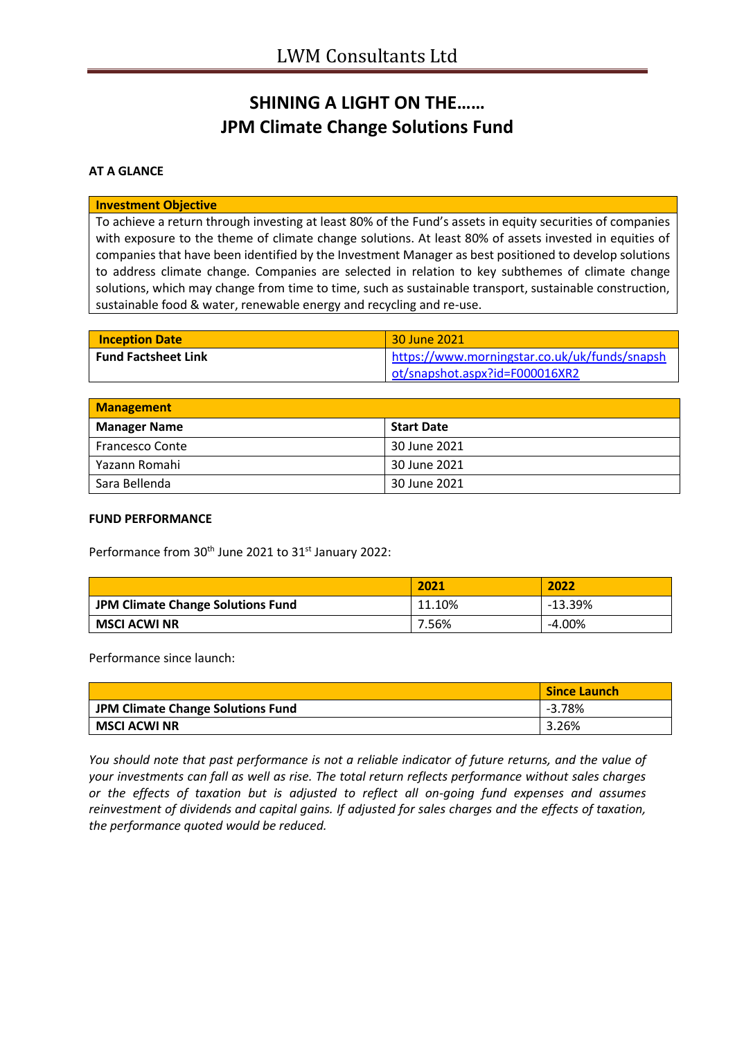# SHINING A LIGHT ON THE……
# JPM Climate Change Solutions Fund

**AT A GLANCE**

| Investment Objective |
|---|
| To achieve a return through investing at least 80% of the Fund's assets in equity securities of companies with exposure to the theme of climate change solutions. At least 80% of assets invested in equities of companies that have been identified by the Investment Manager as best positioned to develop solutions to address climate change. Companies are selected in relation to key subthemes of climate change solutions, which may change from time to time, such as sustainable transport, sustainable construction, sustainable food & water, renewable energy and recycling and re-use. |

| Inception Date | 30 June 2021 |
|---|---|
| Fund Factsheet Link | https://www.morningstar.co.uk/uk/funds/snapshot/snapshot.aspx?id=F000016XR2 |

| Management | |
|---|---|
| **Manager Name** | **Start Date** |
| Francesco Conte | 30 June 2021 |
| Yazann Romahi | 30 June 2021 |
| Sara Bellenda | 30 June 2021 |

**FUND PERFORMANCE**

Performance from 30th June 2021 to 31st January 2022:

| | 2021 | 2022 |
|---|---|---|
| **JPM Climate Change Solutions Fund** | 11.10% | -13.39% |
| **MSCI ACWI NR** | 7.56% | -4.00% |

Performance since launch:

| | Since Launch |
|---|---|
| **JPM Climate Change Solutions Fund** | -3.78% |
| **MSCI ACWI NR** | 3.26% |

*You should note that past performance is not a reliable indicator of future returns, and the value of your investments can fall as well as rise. The total return reflects performance without sales charges or the effects of taxation but is adjusted to reflect all on-going fund expenses and assumes reinvestment of dividends and capital gains. If adjusted for sales charges and the effects of taxation, the performance quoted would be reduced.*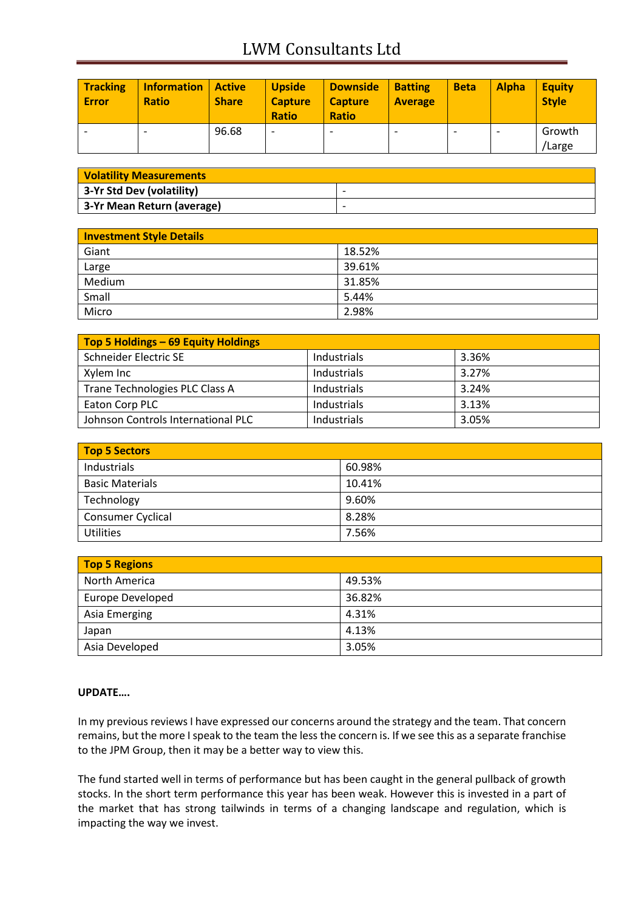| Tracking Error | Information Ratio | Active Share | Upside Capture Ratio | Downside Capture Ratio | Batting Average | Beta | Alpha | Equity Style |
|---|---|---|---|---|---|---|---|---|
| - | - | 96.68 | - | - | - | - | - | Growth /Large |

| Volatility Measurements | |
|---|---|
| **3-Yr Std Dev (volatility)** | - |
| **3-Yr Mean Return (average)** | - |

| Investment Style Details | |
|---|---|
| Giant | 18.52% |
| Large | 39.61% |
| Medium | 31.85% |
| Small | 5.44% |
| Micro | 2.98% |

| Top 5 Holdings – 69 Equity Holdings | | |
|---|---|---|
| Schneider Electric SE | Industrials | 3.36% |
| Xylem Inc | Industrials | 3.27% |
| Trane Technologies PLC Class A | Industrials | 3.24% |
| Eaton Corp PLC | Industrials | 3.13% |
| Johnson Controls International PLC | Industrials | 3.05% |

| Top 5 Sectors | |
|---|---|
| Industrials | 60.98% |
| Basic Materials | 10.41% |
| Technology | 9.60% |
| Consumer Cyclical | 8.28% |
| Utilities | 7.56% |

| Top 5 Regions | |
|---|---|
| North America | 49.53% |
| Europe Developed | 36.82% |
| Asia Emerging | 4.31% |
| Japan | 4.13% |
| Asia Developed | 3.05% |

**UPDATE….**

In my previous reviews I have expressed our concerns around the strategy and the team. That concern remains, but the more I speak to the team the less the concern is. If we see this as a separate franchise to the JPM Group, then it may be a better way to view this.

The fund started well in terms of performance but has been caught in the general pullback of growth stocks. In the short term performance this year has been weak. However this is invested in a part of the market that has strong tailwinds in terms of a changing landscape and regulation, which is impacting the way we invest.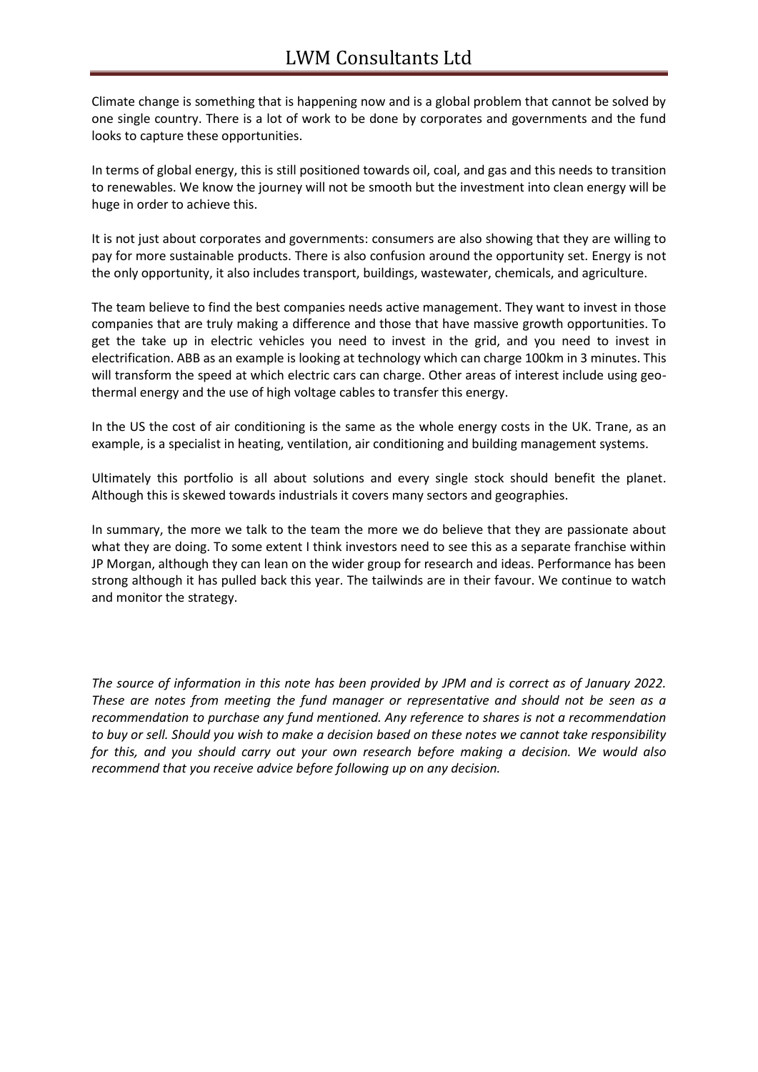Climate change is something that is happening now and is a global problem that cannot be solved by one single country. There is a lot of work to be done by corporates and governments and the fund looks to capture these opportunities.

In terms of global energy, this is still positioned towards oil, coal, and gas and this needs to transition to renewables. We know the journey will not be smooth but the investment into clean energy will be huge in order to achieve this.

It is not just about corporates and governments: consumers are also showing that they are willing to pay for more sustainable products. There is also confusion around the opportunity set. Energy is not the only opportunity, it also includes transport, buildings, wastewater, chemicals, and agriculture.

The team believe to find the best companies needs active management. They want to invest in those companies that are truly making a difference and those that have massive growth opportunities. To get the take up in electric vehicles you need to invest in the grid, and you need to invest in electrification. ABB as an example is looking at technology which can charge 100km in 3 minutes. This will transform the speed at which electric cars can charge. Other areas of interest include using geo-thermal energy and the use of high voltage cables to transfer this energy.

In the US the cost of air conditioning is the same as the whole energy costs in the UK. Trane, as an example, is a specialist in heating, ventilation, air conditioning and building management systems.

Ultimately this portfolio is all about solutions and every single stock should benefit the planet. Although this is skewed towards industrials it covers many sectors and geographies.

In summary, the more we talk to the team the more we do believe that they are passionate about what they are doing. To some extent I think investors need to see this as a separate franchise within JP Morgan, although they can lean on the wider group for research and ideas. Performance has been strong although it has pulled back this year. The tailwinds are in their favour. We continue to watch and monitor the strategy.

*The source of information in this note has been provided by JPM and is correct as of January 2022. These are notes from meeting the fund manager or representative and should not be seen as a recommendation to purchase any fund mentioned. Any reference to shares is not a recommendation to buy or sell. Should you wish to make a decision based on these notes we cannot take responsibility for this, and you should carry out your own research before making a decision. We would also recommend that you receive advice before following up on any decision.*